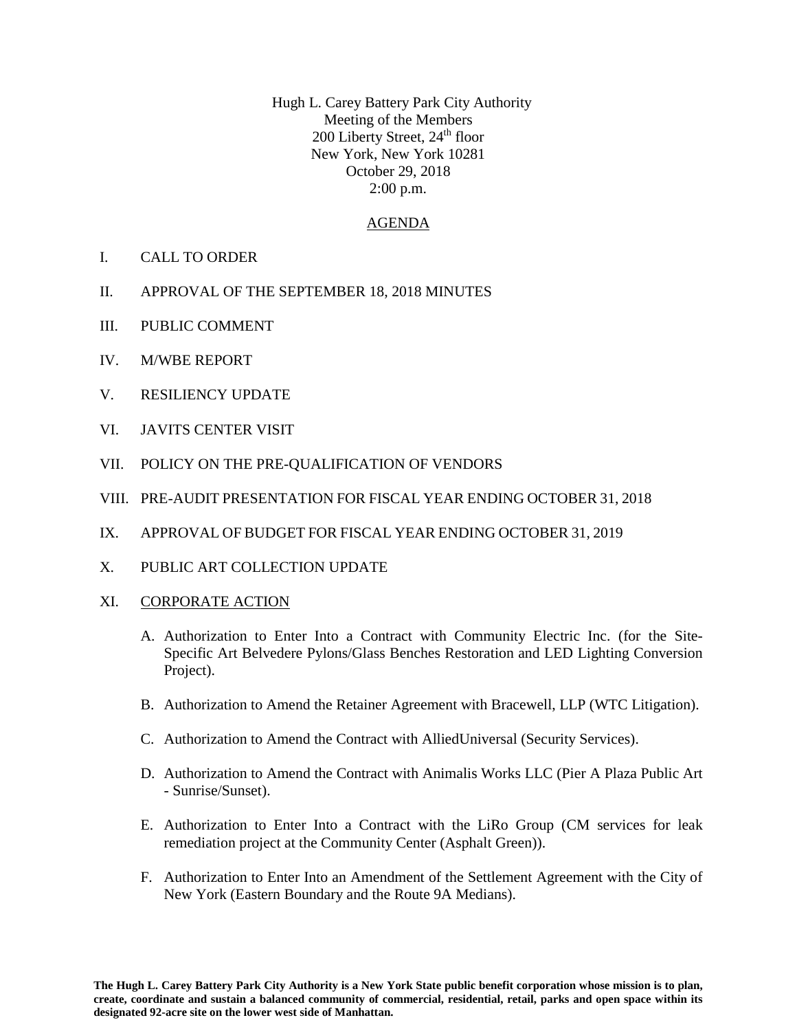Hugh L. Carey Battery Park City Authority
Meeting of the Members
200 Liberty Street, 24th floor
New York, New York 10281
October 29, 2018
2:00 p.m.

## AGENDA

I. CALL TO ORDER

II. APPROVAL OF THE SEPTEMBER 18, 2018 MINUTES

III. PUBLIC COMMENT

IV. M/WBE REPORT

V. RESILIENCY UPDATE

VI. JAVITS CENTER VISIT

VII. POLICY ON THE PRE-QUALIFICATION OF VENDORS

VIII. PRE-AUDIT PRESENTATION FOR FISCAL YEAR ENDING OCTOBER 31, 2018

IX. APPROVAL OF BUDGET FOR FISCAL YEAR ENDING OCTOBER 31, 2019

X. PUBLIC ART COLLECTION UPDATE

XI. CORPORATE ACTION

A. Authorization to Enter Into a Contract with Community Electric Inc. (for the Site-Specific Art Belvedere Pylons/Glass Benches Restoration and LED Lighting Conversion Project).

B. Authorization to Amend the Retainer Agreement with Bracewell, LLP (WTC Litigation).

C. Authorization to Amend the Contract with AlliedUniversal (Security Services).

D. Authorization to Amend the Contract with Animalis Works LLC (Pier A Plaza Public Art - Sunrise/Sunset).

E. Authorization to Enter Into a Contract with the LiRo Group (CM services for leak remediation project at the Community Center (Asphalt Green)).

F. Authorization to Enter Into an Amendment of the Settlement Agreement with the City of New York (Eastern Boundary and the Route 9A Medians).

**The Hugh L. Carey Battery Park City Authority is a New York State public benefit corporation whose mission is to plan, create, coordinate and sustain a balanced community of commercial, residential, retail, parks and open space within its designated 92-acre site on the lower west side of Manhattan.**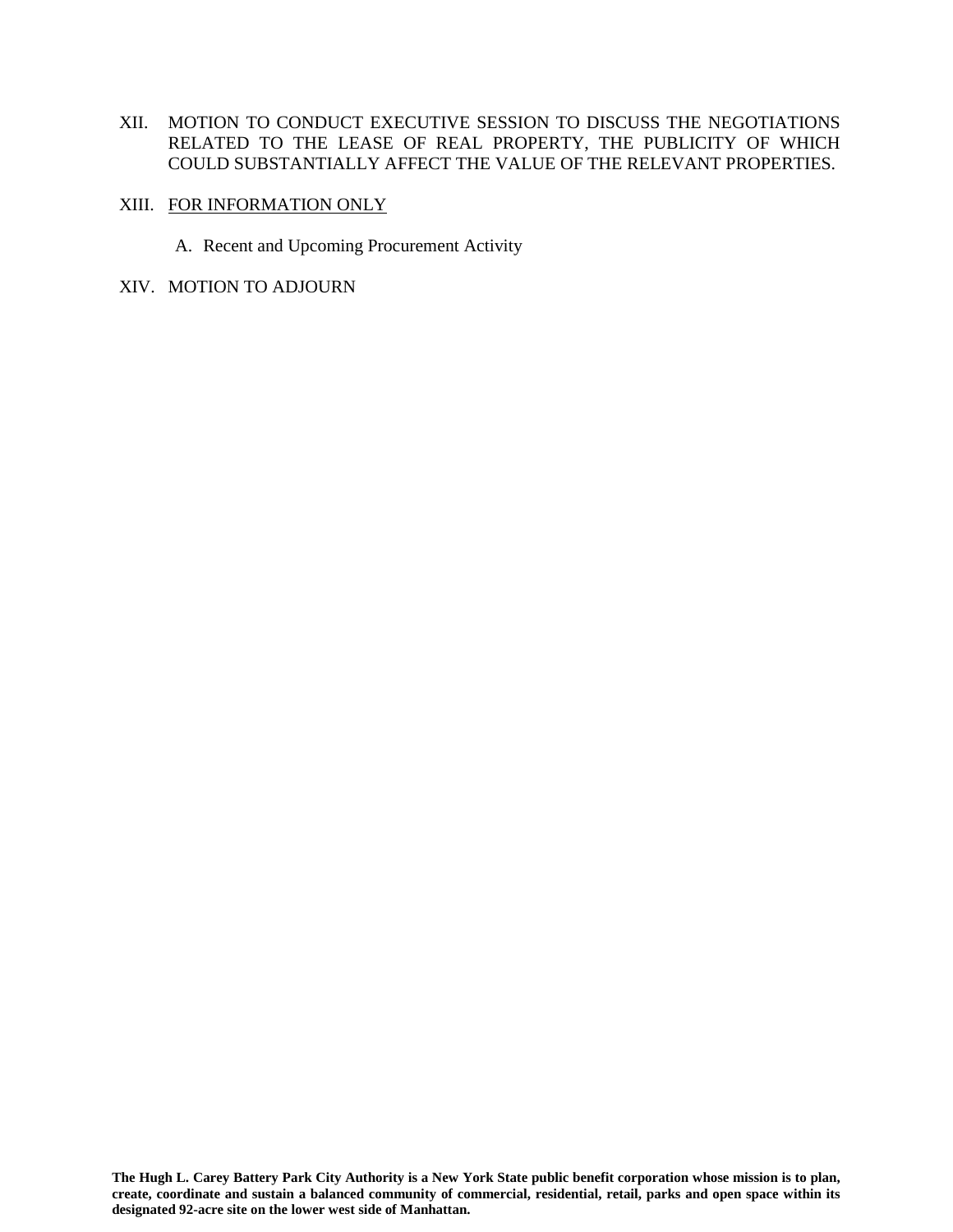XII. MOTION TO CONDUCT EXECUTIVE SESSION TO DISCUSS THE NEGOTIATIONS RELATED TO THE LEASE OF REAL PROPERTY, THE PUBLICITY OF WHICH COULD SUBSTANTIALLY AFFECT THE VALUE OF THE RELEVANT PROPERTIES.

XIII. <u>FOR INFORMATION ONLY</u>

A. Recent and Upcoming Procurement Activity

XIV. MOTION TO ADJOURN

**The Hugh L. Carey Battery Park City Authority is a New York State public benefit corporation whose mission is to plan, create, coordinate and sustain a balanced community of commercial, residential, retail, parks and open space within its designated 92-acre site on the lower west side of Manhattan.**